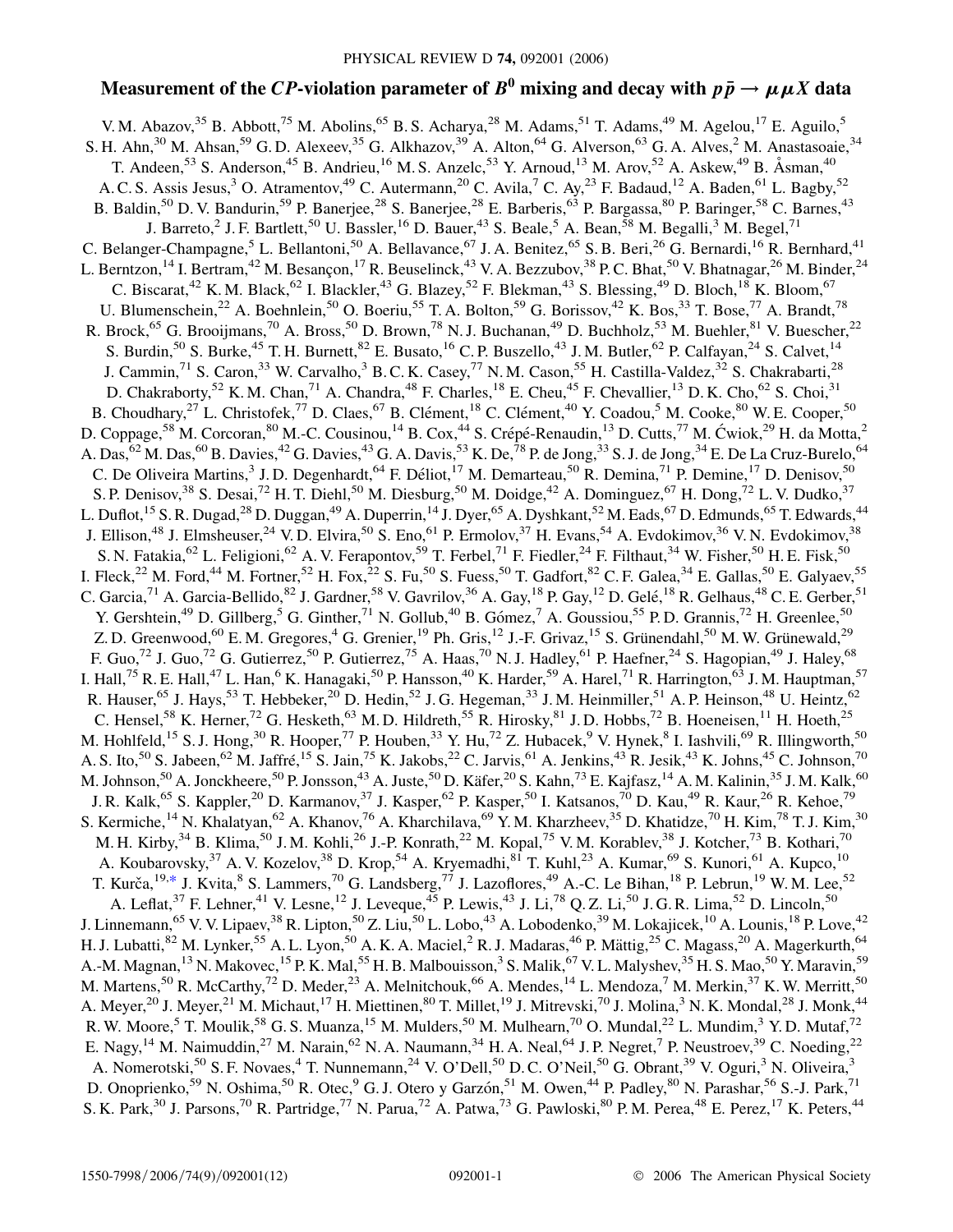# Measurement of the $CP$-violation parameter of $B^0$ mixing and decay with $p\bar{p} \to \mu\mu X$ data

V. M. Abazov,[35] B. Abbott,[75] M. Abolins,[65] B. S. Acharya,[28] M. Adams,[51] T. Adams,[49] M. Agelou,[17] E. Aguilo,[5] S. H. Ahn,[30] M. Ahsan,[59] G. D. Alexeev,[35] G. Alkhazov,[39] A. Alton,[64] G. Alverson,[63] G. A. Alves,[2] M. Anastasoaie,[34] T. Andeen,[53] S. Anderson,[45] B. Andrieu,[16] M. S. Anzelc,[53] Y. Arnoud,[13] M. Arov,[52] A. Askew,[49] B. Åsman,[40] A. C. S. Assis Jesus,[3] O. Atramentov,[49] C. Autermann,[20] C. Avila,[7] C. Ay,[23] F. Badaud,[12] A. Baden,[61] L. Bagby,[52] B. Baldin,[50] D. V. Bandurin,[59] P. Banerjee,[28] S. Banerjee,[28] E. Barberis,[63] P. Bargassa,[80] P. Baringer,[58] C. Barnes,[43] J. Barreto,[2] J. F. Bartlett,[50] U. Bassler,[16] D. Bauer,[43] S. Beale,[5] A. Bean,[58] M. Begalli,[3] M. Begel,[71] C. Belanger-Champagne,[5] L. Bellantoni,[50] A. Bellavance,[67] J. A. Benitez,[65] S. B. Beri,[26] G. Bernardi,[16] R. Bernhard,[41] L. Berntzon,[14] I. Bertram,[42] M. Besançon,[17] R. Beuselinck,[43] V. A. Bezzubov,[38] P. C. Bhat,[50] V. Bhatnagar,[26] M. Binder,[24] C. Biscarat,[42] K. M. Black,[62] I. Blackler,[43] G. Blazey,[52] F. Blekman,[43] S. Blessing,[49] D. Bloch,[18] K. Bloom,[67] U. Blumenschein,[22] A. Boehnlein,[50] O. Boeriu,[55] T. A. Bolton,[59] G. Borissov,[42] K. Bos,[33] T. Bose,[77] A. Brandt,[78] R. Brock,[65] G. Brooijmans,[70] A. Bross,[50] D. Brown,[78] N. J. Buchanan,[49] D. Buchholz,[53] M. Buehler,[81] V. Buescher,[22] S. Burdin,[50] S. Burke,[45] T. H. Burnett,[82] E. Busato,[16] C. P. Buszello,[43] J. M. Butler,[62] P. Calfayan,[24] S. Calvet,[14] J. Cammin,[71] S. Caron,[33] W. Carvalho,[3] B. C. K. Casey,[77] N. M. Cason,[55] H. Castilla-Valdez,[32] S. Chakrabarti,[28] D. Chakraborty,[52] K. M. Chan,[71] A. Chandra,[48] F. Charles,[18] E. Cheu,[45] F. Chevallier,[13] D. K. Cho,[62] S. Choi,[31] B. Choudhary,[27] L. Christofek,[77] D. Claes,[67] B. Clément,[18] C. Clément,[40] Y. Coadou,[5] M. Cooke,[80] W. E. Cooper,[50] D. Coppage,[58] M. Corcoran,[80] M.-C. Cousinou,[14] B. Cox,[44] S. Crépé-Renaudin,[13] D. Cutts,[77] M. Ćwiok,[29] H. da Motta,[2] A. Das,[62] M. Das,[60] B. Davies,[42] G. Davies,[43] G. A. Davis,[53] K. De,[78] P. de Jong,[33] S. J. de Jong,[34] E. De La Cruz-Burelo,[64] C. De Oliveira Martins,[3] J. D. Degenhardt,[64] F. Déliot,[17] M. Demarteau,[50] R. Demina,[71] P. Demine,[17] D. Denisov,[50] S. P. Denisov,[38] S. Desai,[72] H. T. Diehl,[50] M. Diesburg,[50] M. Doidge,[42] A. Dominguez,[67] H. Dong,[72] L. V. Dudko,[37] L. Duflot,[15] S. R. Dugad,[28] D. Duggan,[49] A. Duperrin,[14] J. Dyer,[65] A. Dyshkant,[52] M. Eads,[67] D. Edmunds,[65] T. Edwards,[44] J. Ellison,[48] J. Elmsheuser,[24] V. D. Elvira,[50] S. Eno,[61] P. Ermolov,[37] H. Evans,[54] A. Evdokimov,[36] V. N. Evdokimov,[38] S. N. Fatakia,[62] L. Feligioni,[62] A. V. Ferapontov,[59] T. Ferbel,[71] F. Fiedler,[24] F. Filthaut,[34] W. Fisher,[50] H. E. Fisk,[50] I. Fleck,[22] M. Ford,[44] M. Fortner,[52] H. Fox,[22] S. Fu,[50] S. Fuess,[50] T. Gadfort,[82] C. F. Galea,[34] E. Gallas,[50] E. Galyaev,[55] C. Garcia,[71] A. Garcia-Bellido,[82] J. Gardner,[58] V. Gavrilov,[36] A. Gay,[18] P. Gay,[12] D. Gelé,[18] R. Gelhaus,[48] C. E. Gerber,[51] Y. Gershtein,[49] D. Gillberg,[5] G. Ginther,[71] N. Gollub,[40] B. Gómez,[7] A. Goussiou,[55] P. D. Grannis,[72] H. Greenlee,[50] Z. D. Greenwood,[60] E. M. Gregores,[4] G. Grenier,[19] Ph. Gris,[12] J.-F. Grivaz,[15] S. Grünendahl,[50] M. W. Grünewald,[29] F. Guo,[72] J. Guo,[72] G. Gutierrez,[50] P. Gutierrez,[75] A. Haas,[70] N. J. Hadley,[61] P. Haefner,[24] S. Hagopian,[49] J. Haley,[68] I. Hall,[75] R. E. Hall,[47] L. Han,[6] K. Hanagaki,[50] P. Hansson,[40] K. Harder,[59] A. Harel,[71] R. Harrington,[63] J. M. Hauptman,[57] R. Hauser,[65] J. Hays,[53] T. Hebbeker,[20] D. Hedin,[52] J. G. Hegeman,[33] J. M. Heinmiller,[51] A. P. Heinson,[48] U. Heintz,[62] C. Hensel,[58] K. Herner,[72] G. Hesketh,[63] M. D. Hildreth,[55] R. Hirosky,[81] J. D. Hobbs,[72] B. Hoeneisen,[11] H. Hoeth,[25] M. Hohlfeld,[15] S. J. Hong,[30] R. Hooper,[77] P. Houben,[33] Y. Hu,[72] Z. Hubacek,[9] V. Hynek,[8] I. Iashvili,[69] R. Illingworth,[50] A. S. Ito,[50] S. Jabeen,[62] M. Jaffré,[15] S. Jain,[75] K. Jakobs,[22] C. Jarvis,[61] A. Jenkins,[43] R. Jesik,[43] K. Johns,[45] C. Johnson,[70] M. Johnson,[50] A. Jonckheere,[50] P. Jonsson,[43] A. Juste,[50] D. Käfer,[20] S. Kahn,[73] E. Kajfasz,[14] A. M. Kalinin,[35] J. M. Kalk,[60] J. R. Kalk,[65] S. Kappler,[20] D. Karmanov,[37] J. Kasper,[62] P. Kasper,[50] I. Katsanos,[70] D. Kau,[49] R. Kaur,[26] R. Kehoe,[79] S. Kermiche,[14] N. Khalatyan,[62] A. Khanov,[76] A. Kharchilava,[69] Y. M. Kharzheev,[35] D. Khatidze,[70] H. Kim,[78] T. J. Kim,[30] M. H. Kirby,[34] B. Klima,[50] J. M. Kohli,[26] J.-P. Konrath,[22] M. Kopal,[75] V. M. Korablev,[38] J. Kotcher,[73] B. Kothari,[70] A. Koubarovsky,[37] A. V. Kozelov,[38] D. Krop,[54] A. Kryemadhi,[81] T. Kuhl,[23] A. Kumar,[69] S. Kunori,[61] A. Kupco,[10] T. Kurča,[19,*] J. Kvita,[8] S. Lammers,[70] G. Landsberg,[77] J. Lazoflores,[49] A.-C. Le Bihan,[18] P. Lebrun,[19] W. M. Lee,[52] A. Leflat,[37] F. Lehner,[41] V. Lesne,[12] J. Leveque,[45] P. Lewis,[43] J. Li,[78] Q. Z. Li,[50] J. G. R. Lima,[52] D. Lincoln,[50] J. Linnemann,[65] V. V. Lipaev,[38] R. Lipton,[50] Z. Liu,[5] L. Lobo,[43] A. Lobodenko,[39] M. Lokajicek,[10] A. Lounis,[18] P. Love,[42] H. J. Lubatti,[82] M. Lynker,[55] A. L. Lyon,[50] A. K. A. Maciel,[2] R. J. Madaras,[46] P. Mättig,[25] C. Magass,[20] A. Magerkurth,[64] A.-M. Magnan,[13] N. Makovec,[15] P. K. Mal,[55] H. B. Malbouisson,[3] S. Malik,[67] V. L. Malyshev,[35] H. S. Mao,[50] Y. Maravin,[59] M. Martens,[50] R. McCarthy,[72] D. Meder,[23] A. Melnitchouk,[66] A. Mendes,[14] L. Mendoza,[7] M. Merkin,[37] K. W. Merritt,[50] A. Meyer,[20] J. Meyer,[21] M. Michaut,[17] H. Miettinen,[80] T. Millet,[19] J. Mitrevski,[70] J. Molina,[3] N. K. Mondal,[28] J. Monk,[44] R. W. Moore,[5] T. Moulik,[58] G. S. Muanza,[15] M. Mulders,[50] M. Mulhearn,[70] O. Mundal,[22] L. Mundim,[3] Y. D. Mutaf,[72] E. Nagy,[14] M. Naimuddin,[27] M. Narain,[62] N. A. Naumann,[34] H. A. Neal,[64] J. P. Negret,[7] P. Neustroev,[39] C. Noeding,[22] A. Nomerotski,[50] S. F. Novaes,[4] T. Nunnemann,[24] V. O'Dell,[50] D. C. O'Neil,[50] G. Obrant,[39] V. Oguri,[3] N. Oliveira,[3] D. Onoprienko,[59] N. Oshima,[50] R. Otec,[9] G. J. Otero y Garzón,[51] M. Owen,[44] P. Padley,[80] N. Parashar,[56] S.-J. Park,[71] S. K. Park,[30] J. Parsons,[70] R. Partridge,[77] N. Parua,[72] A. Patwa,[73] G. Pawloski,[80] P. M. Perea,[48] E. Perez,[17] K. Peters,[44]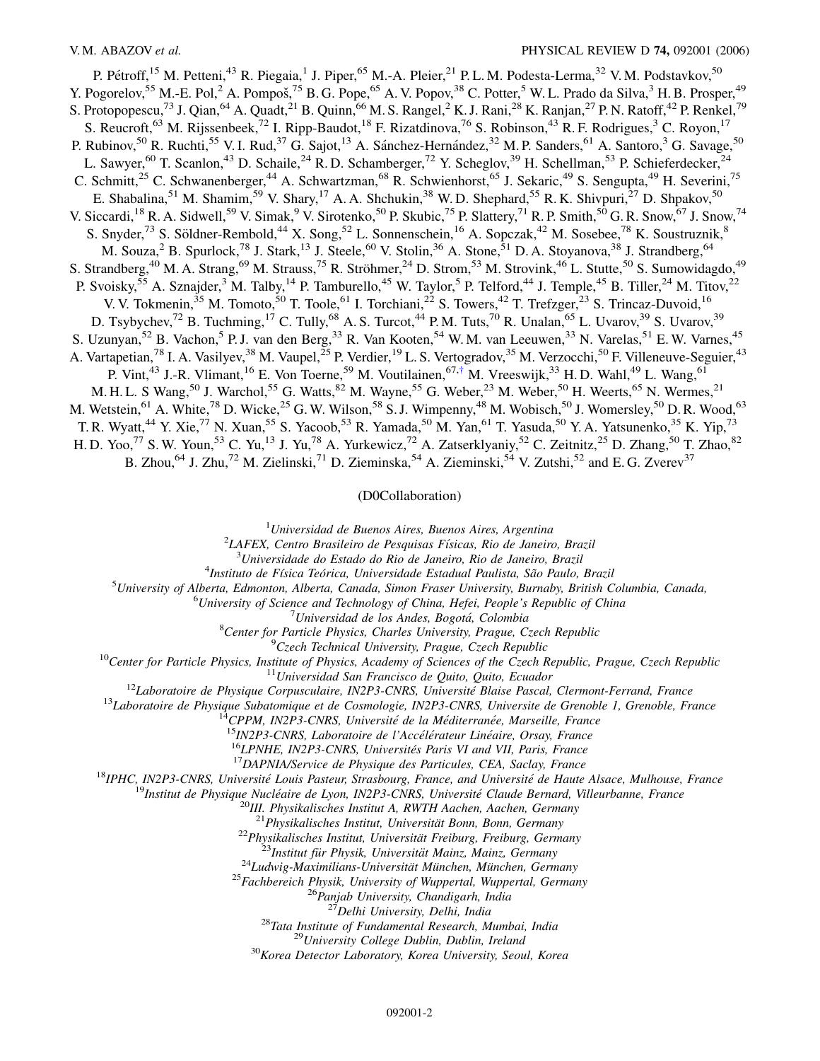P. Pétroff,[15] M. Petteni,[43] R. Piegaia,[1] J. Piper,[65] M.-A. Pleier,[21] P. L. M. Podesta-Lerma,[32] V. M. Podstavkov,[50] Y. Pogorelov,[55] M.-E. Pol,[2] A. Pompoš,[75] B. G. Pope,[65] A. V. Popov,[38] C. Potter,[5] W. L. Prado da Silva,[3] H. B. Prosper,[49] S. Protopopescu,[73] J. Qian,[64] A. Quadt,[21] B. Quinn,[66] M. S. Rangel,[2] K. J. Rani,[28] K. Ranjan,[27] P. N. Ratoff,[42] P. Renkel,[79] S. Reucroft,[63] M. Rijssenbeek,[72] I. Ripp-Baudot,[18] F. Rizatdinova,[76] S. Robinson,[43] R. F. Rodrigues,[3] C. Royon,[17] P. Rubinov,[50] R. Ruchti,[55] V. I. Rud,[37] G. Sajot,[13] A. Sánchez-Hernández,[32] M. P. Sanders,[61] A. Santoro,[3] G. Savage,[50] L. Sawyer,[60] T. Scanlon,[43] D. Schaile,[24] R. D. Schamberger,[72] Y. Scheglov,[39] H. Schellman,[53] P. Schieferdecker,[24] C. Schmitt,[25] C. Schwanenberger,[44] A. Schwartzman,[68] R. Schwienhorst,[65] J. Sekaric,[49] S. Sengupta,[49] H. Severini,[75] E. Shabalina,[51] M. Shamim,[59] V. Shary,[17] A. A. Shchukin,[38] W. D. Shephard,[55] R. K. Shivpuri,[27] D. Shpakov,[50] V. Siccardi,[18] R. A. Sidwell,[59] V. Simak,[9] V. Sirotenko,[50] P. Skubic,[75] P. Slattery,[71] R. P. Smith,[50] G. R. Snow,[67] J. Snow,[74] S. Snyder,[73] S. Söldner-Rembold,[44] X. Song,[52] L. Sonnenschein,[16] A. Sopczak,[42] M. Sosebee,[78] K. Soustruznik,[8] M. Souza,[2] B. Spurlock,[78] J. Stark,[13] J. Steele,[60] V. Stolin,[36] A. Stone,[51] D. A. Stoyanova,[38] J. Strandberg,[64] S. Strandberg,[40] M. A. Strang,[69] M. Strauss,[75] R. Ströhmer,[24] D. Strom,[53] M. Strovink,[46] L. Stutte,[50] S. Sumowidagdo,[49] P. Svoisky,[55] A. Sznajder,[3] M. Talby,[14] P. Tamburello,[45] W. Taylor,[5] P. Telford,[44] J. Temple,[45] B. Tiller,[24] M. Titov,[22] V. V. Tokmenin,[35] M. Tomoto,[50] T. Toole,[61] I. Torchiani,[22] S. Towers,[42] T. Trefzger,[23] S. Trincaz-Duvoid,[16] D. Tsybychev,[72] B. Tuchming,[17] C. Tully,[68] A. S. Turcot,[44] P. M. Tuts,[70] R. Unalan,[65] L. Uvarov,[39] S. Uvarov,[39] S. Uzunyan,[52] B. Vachon,[5] P. J. van den Berg,[33] R. Van Kooten,[54] W. M. van Leeuwen,[33] N. Varelas,[51] E. W. Varnes,[45] A. Vartapetian,[78] I. A. Vasilyev,[38] M. Vaupel,[25] P. Verdier,[19] L. S. Vertogradov,[35] M. Verzocchi,[50] F. Villeneuve-Seguier,[43] P. Vint,[43] J.-R. Vlimant,[16] E. Von Toerne,[59] M. Voutilainen,[67,†] M. Vreeswijk,[33] H. D. Wahl,[49] L. Wang,[61] M. H. L. S Wang,[50] J. Warchol,[55] G. Watts,[82] M. Wayne,[55] G. Weber,[23] M. Weber,[50] H. Weerts,[65] N. Wermes,[21] M. Wetstein,[61] A. White,[78] D. Wicke,[25] G. W. Wilson,[58] S. J. Wimpenny,[48] M. Wobisch,[50] J. Womersley,[50] D. R. Wood,[63] T. R. Wyatt,[44] Y. Xie,[77] N. Xuan,[55] S. Yacoob,[53] R. Yamada,[50] M. Yan,[61] T. Yasuda,[50] Y. A. Yatsunenko,[35] K. Yip,[73] H. D. Yoo,[77] S. W. Youn,[53] C. Yu,[13] J. Yu,[78] A. Yurkewicz,[72] A. Zatserklyaniy,[52] C. Zeitnitz,[25] D. Zhang,[50] T. Zhao,[82] B. Zhou,[64] J. Zhu,[72] M. Zielinski,[71] D. Zieminska,[54] A. Zieminski,[54] V. Zutshi,[52] and E. G. Zverev[37]

(D0Collaboration)

[1]*Universidad de Buenos Aires, Buenos Aires, Argentina*
[2]*LAFEX, Centro Brasileiro de Pesquisas Físicas, Rio de Janeiro, Brazil*
[3]*Universidade do Estado do Rio de Janeiro, Rio de Janeiro, Brazil*
[4]*Instituto de Física Teórica, Universidade Estadual Paulista, São Paulo, Brazil*
[5]*University of Alberta, Edmonton, Alberta, Canada, Simon Fraser University, Burnaby, British Columbia, Canada,*
[6]*University of Science and Technology of China, Hefei, People's Republic of China*
[7]*Universidad de los Andes, Bogotá, Colombia*
[8]*Center for Particle Physics, Charles University, Prague, Czech Republic*
[9]*Czech Technical University, Prague, Czech Republic*
[10]*Center for Particle Physics, Institute of Physics, Academy of Sciences of the Czech Republic, Prague, Czech Republic*
[11]*Universidad San Francisco de Quito, Quito, Ecuador*
[12]*Laboratoire de Physique Corpusculaire, IN2P3-CNRS, Université Blaise Pascal, Clermont-Ferrand, France*
[13]*Laboratoire de Physique Subatomique et de Cosmologie, IN2P3-CNRS, Universite de Grenoble 1, Grenoble, France*
[14]*CPPM, IN2P3-CNRS, Université de la Méditerranée, Marseille, France*
[15]*IN2P3-CNRS, Laboratoire de l'Accélérateur Linéaire, Orsay, France*
[16]*LPNHE, IN2P3-CNRS, Universités Paris VI and VII, Paris, France*
[17]*DAPNIA/Service de Physique des Particules, CEA, Saclay, France*
[18]*IPHC, IN2P3-CNRS, Université Louis Pasteur, Strasbourg, France, and Université de Haute Alsace, Mulhouse, France*
[19]*Institut de Physique Nucléaire de Lyon, IN2P3-CNRS, Université Claude Bernard, Villeurbanne, France*
[20]*III. Physikalisches Institut A, RWTH Aachen, Aachen, Germany*
[21]*Physikalisches Institut, Universität Bonn, Bonn, Germany*
[22]*Physikalisches Institut, Universität Freiburg, Freiburg, Germany*
[23]*Institut für Physik, Universität Mainz, Mainz, Germany*
[24]*Ludwig-Maximilians-Universität München, München, Germany*
[25]*Fachbereich Physik, University of Wuppertal, Wuppertal, Germany*
[26]*Panjab University, Chandigarh, India*
[27]*Delhi University, Delhi, India*
[28]*Tata Institute of Fundamental Research, Mumbai, India*
[29]*University College Dublin, Dublin, Ireland*
[30]*Korea Detector Laboratory, Korea University, Seoul, Korea*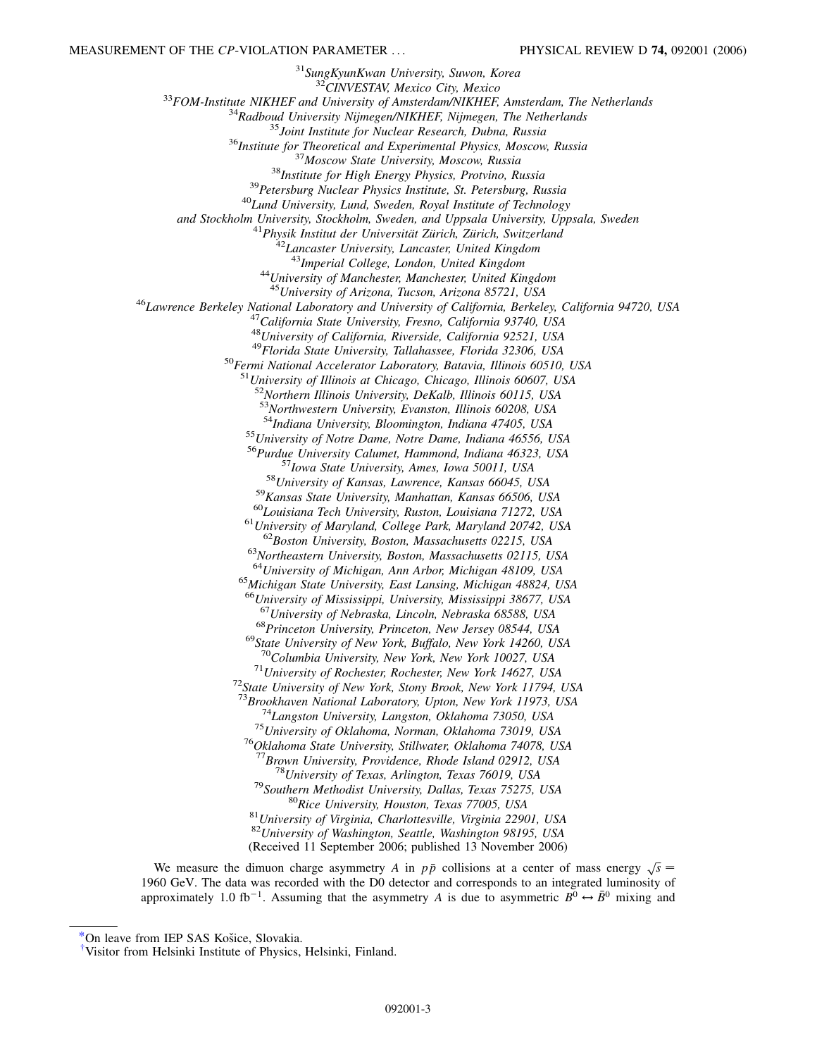[31]SungKyunKwan University, Suwon, Korea
[32]CINVESTAV, Mexico City, Mexico
[33]FOM-Institute NIKHEF and University of Amsterdam/NIKHEF, Amsterdam, The Netherlands
[34]Radboud University Nijmegen/NIKHEF, Nijmegen, The Netherlands
[35]Joint Institute for Nuclear Research, Dubna, Russia
[36]Institute for Theoretical and Experimental Physics, Moscow, Russia
[37]Moscow State University, Moscow, Russia
[38]Institute for High Energy Physics, Protvino, Russia
[39]Petersburg Nuclear Physics Institute, St. Petersburg, Russia
[40]Lund University, Lund, Sweden, Royal Institute of Technology
and Stockholm University, Stockholm, Sweden, and Uppsala University, Uppsala, Sweden
[41]Physik Institut der Universität Zürich, Zürich, Switzerland
[42]Lancaster University, Lancaster, United Kingdom
[43]Imperial College, London, United Kingdom
[44]University of Manchester, Manchester, United Kingdom
[45]University of Arizona, Tucson, Arizona 85721, USA
[46]Lawrence Berkeley National Laboratory and University of California, Berkeley, California 94720, USA
[47]California State University, Fresno, California 93740, USA
[48]University of California, Riverside, California 92521, USA
[49]Florida State University, Tallahassee, Florida 32306, USA
[50]Fermi National Accelerator Laboratory, Batavia, Illinois 60510, USA
[51]University of Illinois at Chicago, Chicago, Illinois 60607, USA
[52]Northern Illinois University, DeKalb, Illinois 60115, USA
[53]Northwestern University, Evanston, Illinois 60208, USA
[54]Indiana University, Bloomington, Indiana 47405, USA
[55]University of Notre Dame, Notre Dame, Indiana 46556, USA
[56]Purdue University Calumet, Hammond, Indiana 46323, USA
[57]Iowa State University, Ames, Iowa 50011, USA
[58]University of Kansas, Lawrence, Kansas 66045, USA
[59]Kansas State University, Manhattan, Kansas 66506, USA
[60]Louisiana Tech University, Ruston, Louisiana 71272, USA
[61]University of Maryland, College Park, Maryland 20742, USA
[62]Boston University, Boston, Massachusetts 02215, USA
[63]Northeastern University, Boston, Massachusetts 02115, USA
[64]University of Michigan, Ann Arbor, Michigan 48109, USA
[65]Michigan State University, East Lansing, Michigan 48824, USA
[66]University of Mississippi, University, Mississippi 38677, USA
[67]University of Nebraska, Lincoln, Nebraska 68588, USA
[68]Princeton University, Princeton, New Jersey 08544, USA
[69]State University of New York, Buffalo, New York 14260, USA
[70]Columbia University, New York, New York 10027, USA
[71]University of Rochester, Rochester, New York 14627, USA
[72]State University of New York, Stony Brook, New York 11794, USA
[73]Brookhaven National Laboratory, Upton, New York 11973, USA
[74]Langston University, Langston, Oklahoma 73050, USA
[75]University of Oklahoma, Norman, Oklahoma 73019, USA
[76]Oklahoma State University, Stillwater, Oklahoma 74078, USA
[77]Brown University, Providence, Rhode Island 02912, USA
[78]University of Texas, Arlington, Texas 76019, USA
[79]Southern Methodist University, Dallas, Texas 75275, USA
[80]Rice University, Houston, Texas 77005, USA
[81]University of Virginia, Charlottesville, Virginia 22901, USA
[82]University of Washington, Seattle, Washington 98195, USA
(Received 11 September 2006; published 13 November 2006)

We measure the dimuon charge asymmetry $A$ in $p\bar{p}$ collisions at a center of mass energy $\sqrt{s} =$ 1960 GeV. The data was recorded with the D0 detector and corresponds to an integrated luminosity of approximately 1.0 fb$^{-1}$. Assuming that the asymmetry $A$ is due to asymmetric $B^0 \leftrightarrow \bar{B}^0$ mixing and

[*]On leave from IEP SAS Košice, Slovakia.
[†]Visitor from Helsinki Institute of Physics, Helsinki, Finland.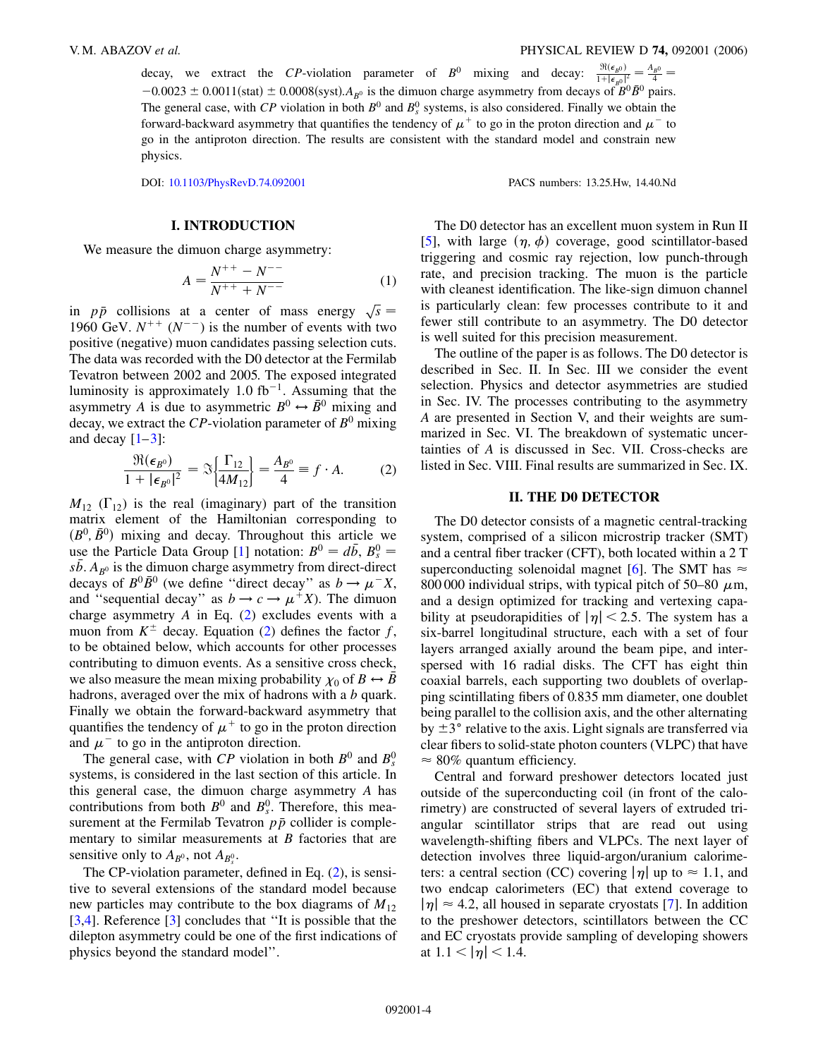decay, we extract the *CP*-violation parameter of $B^0$ mixing and decay: $\frac{\Re(\epsilon_{B^0})}{1+|\epsilon_{B^0}|^2} = \frac{A_{B^0}}{4} = -0.0023 \pm 0.0011(\text{stat}) \pm 0.0008(\text{syst})$. $A_{B^0}$ is the dimuon charge asymmetry from decays of $B^0\bar{B}^0$ pairs. The general case, with *CP* violation in both $B^0$ and $B_s^0$ systems, is also considered. Finally we obtain the forward-backward asymmetry that quantifies the tendency of $\mu^+$ to go in the proton direction and $\mu^-$ to go in the antiproton direction. The results are consistent with the standard model and constrain new physics.

DOI: 10.1103/PhysRevD.74.092001 PACS numbers: 13.25.Hw, 14.40.Nd

## I. INTRODUCTION

We measure the dimuon charge asymmetry:

$$A = \frac{N^{++} - N^{--}}{N^{++} + N^{--}} \tag{1}$$

in $p\bar{p}$ collisions at a center of mass energy $\sqrt{s} = 1960$ GeV. $N^{++}$ ($N^{--}$) is the number of events with two positive (negative) muon candidates passing selection cuts. The data was recorded with the D0 detector at the Fermilab Tevatron between 2002 and 2005. The exposed integrated luminosity is approximately 1.0 fb$^{-1}$. Assuming that the asymmetry $A$ is due to asymmetric $B^0 \leftrightarrow \bar{B}^0$ mixing and decay, we extract the *CP*-violation parameter of $B^0$ mixing and decay [1–3]:

$$\frac{\Re(\epsilon_{B^0})}{1+|\epsilon_{B^0}|^2} = \Im\left\{\frac{\Gamma_{12}}{4M_{12}}\right\} = \frac{A_{B^0}}{4} \equiv f \cdot A. \tag{2}$$

$M_{12}$ ($\Gamma_{12}$) is the real (imaginary) part of the transition matrix element of the Hamiltonian corresponding to $(B^0, \bar{B}^0)$ mixing and decay. Throughout this article we use the Particle Data Group [1] notation: $B^0 = d\bar{b}$, $B_s^0 = s\bar{b}$. $A_{B^0}$ is the dimuon charge asymmetry from direct-direct decays of $B^0\bar{B}^0$ (we define "direct decay" as $b \to \mu^- X$, and "sequential decay" as $b \to c \to \mu^+ X$). The dimuon charge asymmetry $A$ in Eq. (2) excludes events with a muon from $K^\pm$ decay. Equation (2) defines the factor $f$, to be obtained below, which accounts for other processes contributing to dimuon events. As a sensitive cross check, we also measure the mean mixing probability $\chi_0$ of $B \leftrightarrow \bar{B}$ hadrons, averaged over the mix of hadrons with a $b$ quark. Finally we obtain the forward-backward asymmetry that quantifies the tendency of $\mu^+$ to go in the proton direction and $\mu^-$ to go in the antiproton direction.

The general case, with *CP* violation in both $B^0$ and $B_s^0$ systems, is considered in the last section of this article. In this general case, the dimuon charge asymmetry $A$ has contributions from both $B^0$ and $B_s^0$. Therefore, this measurement at the Fermilab Tevatron $p\bar{p}$ collider is complementary to similar measurements at $B$ factories that are sensitive only to $A_{B^0}$, not $A_{B_s^0}$.

The CP-violation parameter, defined in Eq. (2), is sensitive to several extensions of the standard model because new particles may contribute to the box diagrams of $M_{12}$ [3,4]. Reference [3] concludes that "It is possible that the dilepton asymmetry could be one of the first indications of physics beyond the standard model".

The D0 detector has an excellent muon system in Run II [5], with large $(\eta, \phi)$ coverage, good scintillator-based triggering and cosmic ray rejection, low punch-through rate, and precision tracking. The muon is the particle with cleanest identification. The like-sign dimuon channel is particularly clean: few processes contribute to it and fewer still contribute to an asymmetry. The D0 detector is well suited for this precision measurement.

The outline of the paper is as follows. The D0 detector is described in Sec. II. In Sec. III we consider the event selection. Physics and detector asymmetries are studied in Sec. IV. The processes contributing to the asymmetry $A$ are presented in Section V, and their weights are summarized in Sec. VI. The breakdown of systematic uncertainties of $A$ is discussed in Sec. VII. Cross-checks are listed in Sec. VIII. Final results are summarized in Sec. IX.

## II. THE D0 DETECTOR

The D0 detector consists of a magnetic central-tracking system, comprised of a silicon microstrip tracker (SMT) and a central fiber tracker (CFT), both located within a 2 T superconducting solenoidal magnet [6]. The SMT has $\approx$ 800 000 individual strips, with typical pitch of 50–80 $\mu$m, and a design optimized for tracking and vertexing capability at pseudorapidities of $|\eta| < 2.5$. The system has a six-barrel longitudinal structure, each with a set of four layers arranged axially around the beam pipe, and interspersed with 16 radial disks. The CFT has eight thin coaxial barrels, each supporting two doublets of overlapping scintillating fibers of 0.835 mm diameter, one doublet being parallel to the collision axis, and the other alternating by $\pm 3°$ relative to the axis. Light signals are transferred via clear fibers to solid-state photon counters (VLPC) that have $\approx$ 80% quantum efficiency.

Central and forward preshower detectors located just outside of the superconducting coil (in front of the calorimetry) are constructed of several layers of extruded triangular scintillator strips that are read out using wavelength-shifting fibers and VLPCs. The next layer of detection involves three liquid-argon/uranium calorimeters: a central section (CC) covering $|\eta|$ up to $\approx 1.1$, and two endcap calorimeters (EC) that extend coverage to $|\eta| \approx 4.2$, all housed in separate cryostats [7]. In addition to the preshower detectors, scintillators between the CC and EC cryostats provide sampling of developing showers at $1.1 < |\eta| < 1.4$.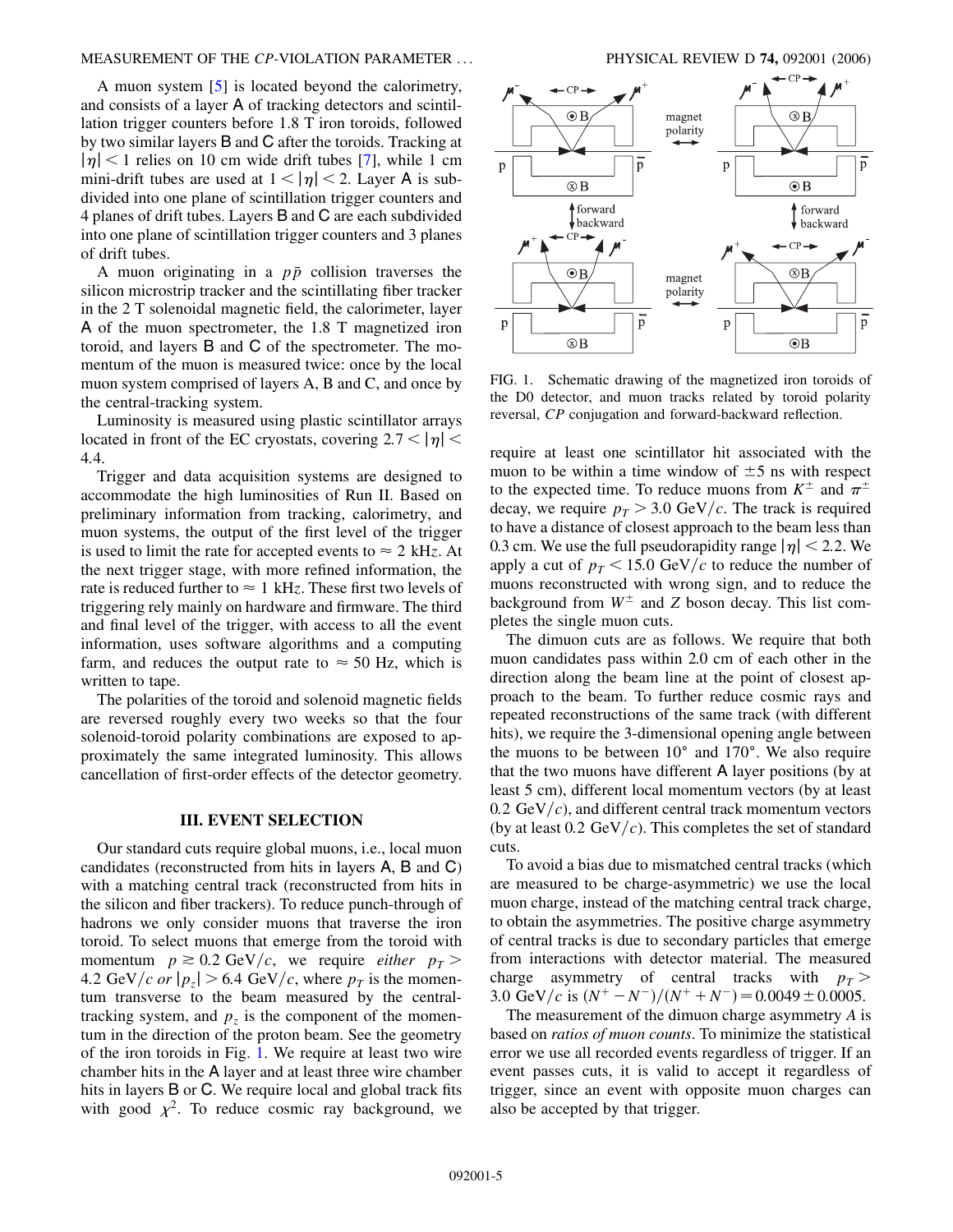A muon system [5] is located beyond the calorimetry, and consists of a layer A of tracking detectors and scintillation trigger counters before 1.8 T iron toroids, followed by two similar layers B and C after the toroids. Tracking at $|\eta| < 1$ relies on 10 cm wide drift tubes [7], while 1 cm mini-drift tubes are used at $1 < |\eta| < 2$. Layer A is subdivided into one plane of scintillation trigger counters and 4 planes of drift tubes. Layers B and C are each subdivided into one plane of scintillation trigger counters and 3 planes of drift tubes.

A muon originating in a $p\bar{p}$ collision traverses the silicon microstrip tracker and the scintillating fiber tracker in the 2 T solenoidal magnetic field, the calorimeter, layer A of the muon spectrometer, the 1.8 T magnetized iron toroid, and layers B and C of the spectrometer. The momentum of the muon is measured twice: once by the local muon system comprised of layers A, B and C, and once by the central-tracking system.

Luminosity is measured using plastic scintillator arrays located in front of the EC cryostats, covering $2.7 < |\eta| < 4.4$.

Trigger and data acquisition systems are designed to accommodate the high luminosities of Run II. Based on preliminary information from tracking, calorimetry, and muon systems, the output of the first level of the trigger is used to limit the rate for accepted events to $\approx 2$ kHz. At the next trigger stage, with more refined information, the rate is reduced further to $\approx 1$ kHz. These first two levels of triggering rely mainly on hardware and firmware. The third and final level of the trigger, with access to all the event information, uses software algorithms and a computing farm, and reduces the output rate to $\approx 50$ Hz, which is written to tape.

The polarities of the toroid and solenoid magnetic fields are reversed roughly every two weeks so that the four solenoid-toroid polarity combinations are exposed to approximately the same integrated luminosity. This allows cancellation of first-order effects of the detector geometry.

## III. EVENT SELECTION

Our standard cuts require global muons, i.e., local muon candidates (reconstructed from hits in layers A, B and C) with a matching central track (reconstructed from hits in the silicon and fiber trackers). To reduce punch-through of hadrons we only consider muons that traverse the iron toroid. To select muons that emerge from the toroid with momentum $p \gtrsim 0.2$ GeV/$c$, we require *either* $p_T > 4.2$ GeV/$c$ *or* $|p_z| > 6.4$ GeV/$c$, where $p_T$ is the momentum transverse to the beam measured by the central-tracking system, and $p_z$ is the component of the momentum in the direction of the proton beam. See the geometry of the iron toroids in Fig. 1. We require at least two wire chamber hits in the A layer and at least three wire chamber hits in layers B or C. We require local and global track fits with good $\chi^2$. To reduce cosmic ray background, we require at least one scintillator hit associated with the muon to be within a time window of $\pm 5$ ns with respect to the expected time. To reduce muons from $K^\pm$ and $\pi^\pm$ decay, we require $p_T > 3.0$ GeV/$c$. The track is required to have a distance of closest approach to the beam less than 0.3 cm. We use the full pseudorapidity range $|\eta| < 2.2$. We apply a cut of $p_T < 15.0$ GeV/$c$ to reduce the number of muons reconstructed with wrong sign, and to reduce the background from $W^\pm$ and $Z$ boson decay. This list completes the single muon cuts.

FIG. 1. Schematic drawing of the magnetized iron toroids of the D0 detector, and muon tracks related by toroid polarity reversal, *CP* conjugation and forward-backward reflection.

The dimuon cuts are as follows. We require that both muon candidates pass within 2.0 cm of each other in the direction along the beam line at the point of closest approach to the beam. To further reduce cosmic rays and repeated reconstructions of the same track (with different hits), we require the 3-dimensional opening angle between the muons to be between 10° and 170°. We also require that the two muons have different A layer positions (by at least 5 cm), different local momentum vectors (by at least 0.2 GeV/$c$), and different central track momentum vectors (by at least 0.2 GeV/$c$). This completes the set of standard cuts.

To avoid a bias due to mismatched central tracks (which are measured to be charge-asymmetric) we use the local muon charge, instead of the matching central track charge, to obtain the asymmetries. The positive charge asymmetry of central tracks is due to secondary particles that emerge from interactions with detector material. The measured charge asymmetry of central tracks with $p_T > 3.0$ GeV/$c$ is $(N^+ - N^-)/(N^+ + N^-) = 0.0049 \pm 0.0005$.

The measurement of the dimuon charge asymmetry $A$ is based on *ratios of muon counts*. To minimize the statistical error we use all recorded events regardless of trigger. If an event passes cuts, it is valid to accept it regardless of trigger, since an event with opposite muon charges can also be accepted by that trigger.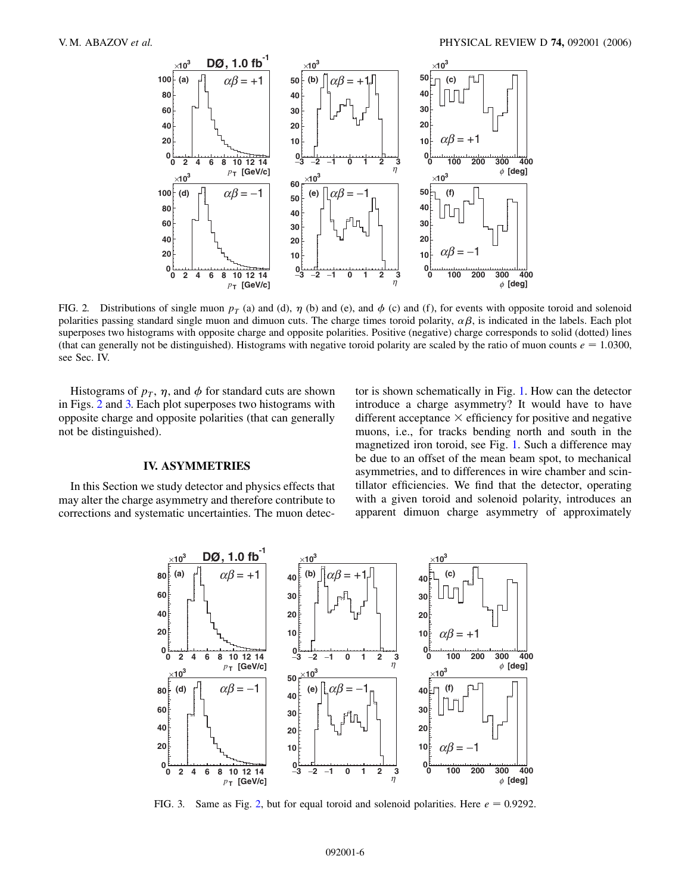FIG. 2. Distributions of single muon $p_T$ (a) and (d), $\eta$ (b) and (e), and $\phi$ (c) and (f), for events with opposite toroid and solenoid polarities passing standard single muon and dimuon cuts. The charge times toroid polarity, $\alpha\beta$, is indicated in the labels. Each plot superposes two histograms with opposite charge and opposite polarities. Positive (negative) charge corresponds to solid (dotted) lines (that can generally not be distinguished). Histograms with negative toroid polarity are scaled by the ratio of muon counts $e = 1.0300$, see Sec. IV.

Histograms of $p_T$, $\eta$, and $\phi$ for standard cuts are shown in Figs. 2 and 3. Each plot superposes two histograms with opposite charge and opposite polarities (that can generally not be distinguished).

## IV. ASYMMETRIES

In this Section we study detector and physics effects that may alter the charge asymmetry and therefore contribute to corrections and systematic uncertainties. The muon detector is shown schematically in Fig. 1. How can the detector introduce a charge asymmetry? It would have to have different acceptance $\times$ efficiency for positive and negative muons, i.e., for tracks bending north and south in the magnetized iron toroid, see Fig. 1. Such a difference may be due to an offset of the mean beam spot, to mechanical asymmetries, and to differences in wire chamber and scintillator efficiencies. We find that the detector, operating with a given toroid and solenoid polarity, introduces an apparent dimuon charge asymmetry of approximately

FIG. 3. Same as Fig. 2, but for equal toroid and solenoid polarities. Here $e = 0.9292$.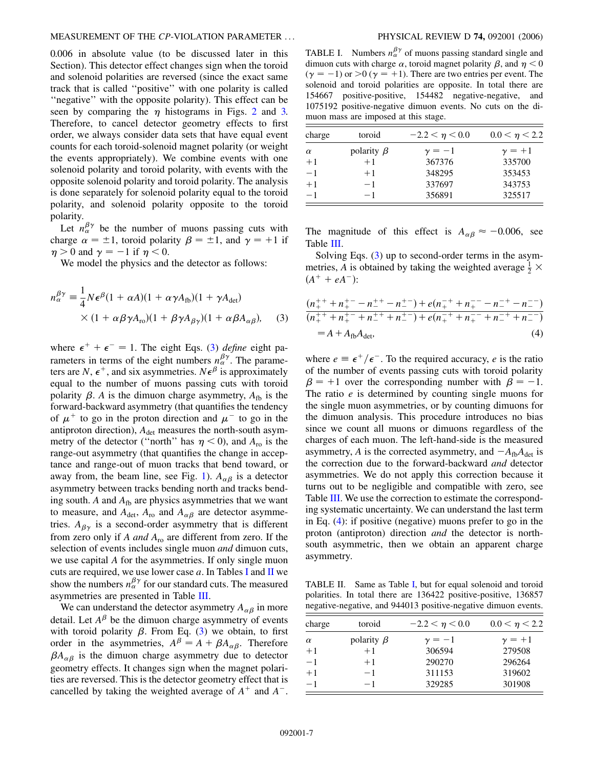0.006 in absolute value (to be discussed later in this Section). This detector effect changes sign when the toroid and solenoid polarities are reversed (since the exact same track that is called "positive" with one polarity is called "negative" with the opposite polarity). This effect can be seen by comparing the $\eta$ histograms in Figs. 2 and 3. Therefore, to cancel detector geometry effects to first order, we always consider data sets that have equal event counts for each toroid-solenoid magnet polarity (or weight the events appropriately). We combine events with one solenoid polarity and toroid polarity, with events with the opposite solenoid polarity and toroid polarity. The analysis is done separately for solenoid polarity equal to the toroid polarity, and solenoid polarity opposite to the toroid polarity.

Let $n_\alpha^{\beta\gamma}$ be the number of muons passing cuts with charge $\alpha = \pm 1$, toroid polarity $\beta = \pm 1$, and $\gamma = +1$ if $\eta > 0$ and $\gamma = -1$ if $\eta < 0$.

We model the physics and the detector as follows:

$$n_\alpha^{\beta\gamma} \equiv \frac{1}{4} N \epsilon^\beta (1 + \alpha A)(1 + \alpha\gamma A_{\text{fb}})(1 + \gamma A_{\text{det}}) \times (1 + \alpha\beta\gamma A_{\text{ro}})(1 + \beta\gamma A_{\beta\gamma})(1 + \alpha\beta A_{\alpha\beta}), \quad (3)$$

where $\epsilon^+ + \epsilon^- = 1$. The eight Eqs. (3) *define* eight parameters in terms of the eight numbers $n_\alpha^{\beta\gamma}$. The parameters are $N$, $\epsilon^+$, and six asymmetries. $N\epsilon^\beta$ is approximately equal to the number of muons passing cuts with toroid polarity $\beta$. $A$ is the dimuon charge asymmetry, $A_{\text{fb}}$ is the forward-backward asymmetry (that quantifies the tendency of $\mu^+$ to go in the proton direction and $\mu^-$ to go in the antiproton direction), $A_{\text{det}}$ measures the north-south asymmetry of the detector ("north" has $\eta < 0$), and $A_{\text{ro}}$ is the range-out asymmetry (that quantifies the change in acceptance and range-out of muon tracks that bend toward, or away from, the beam line, see Fig. 1). $A_{\alpha\beta}$ is a detector asymmetry between tracks bending north and tracks bending south. $A$ and $A_{\text{fb}}$ are physics asymmetries that we want to measure, and $A_{\text{det}}$, $A_{\text{ro}}$ and $A_{\alpha\beta}$ are detector asymmetries. $A_{\beta\gamma}$ is a second-order asymmetry that is different from zero only if $A$ *and* $A_{\text{ro}}$ are different from zero. If the selection of events includes single muon *and* dimuon cuts, we use capital $A$ for the asymmetries. If only single muon cuts are required, we use lower case $a$. In Tables I and II we show the numbers $n_\alpha^{\beta\gamma}$ for our standard cuts. The measured asymmetries are presented in Table III.

We can understand the detector asymmetry $A_{\alpha\beta}$ in more detail. Let $A^\beta$ be the dimuon charge asymmetry of events with toroid polarity $\beta$. From Eq. (3) we obtain, to first order in the asymmetries, $A^\beta = A + \beta A_{\alpha\beta}$. Therefore $\beta A_{\alpha\beta}$ is the dimuon charge asymmetry due to detector geometry effects. It changes sign when the magnet polarities are reversed. This is the detector geometry effect that is cancelled by taking the weighted average of $A^+$ and $A^-$.

TABLE I. Numbers $n_\alpha^{\beta\gamma}$ of muons passing standard single and dimuon cuts with charge $\alpha$, toroid magnet polarity $\beta$, and $\eta < 0$ ($\gamma = -1$) or $>0$ ($\gamma = +1$). There are two entries per event. The solenoid and toroid polarities are opposite. In total there are 154667 positive-positive, 154482 negative-negative, and 1075192 positive-negative dimuon events. No cuts on the dimuon mass are imposed at this stage.

| charge | toroid | $-2.2 < \eta < 0.0$ | $0.0 < \eta < 2.2$ |
|---|---|---|---|
| $\alpha$ | polarity $\beta$ | $\gamma = -1$ | $\gamma = +1$ |
| $+1$ | $+1$ | 367376 | 335700 |
| $-1$ | $+1$ | 348295 | 353453 |
| $+1$ | $-1$ | 337697 | 343753 |
| $-1$ | $-1$ | 356891 | 325517 |

The magnitude of this effect is $A_{\alpha\beta} \approx -0.006$, see Table III.

Solving Eqs. (3) up to second-order terms in the asymmetries, $A$ is obtained by taking the weighted average $\frac{1}{2} \times (A^+ + eA^-)$:

$$\frac{(n_+^{++} + n_+^{+-} - n_-^{++} - n_-^{+-}) + e(n_+^{-+} + n_+^{--} - n_-^{-+} - n_-^{--})}{(n_+^{++} + n_+^{+-} + n_-^{++} + n_-^{+-}) + e(n_+^{-+} + n_+^{--} + n_-^{-+} + n_-^{--})} = A + A_{\text{fb}} A_{\text{det}}, \quad (4)$$

where $e \equiv \epsilon^+/\epsilon^-$. To the required accuracy, $e$ is the ratio of the number of events passing cuts with toroid polarity $\beta = +1$ over the corresponding number with $\beta = -1$. The ratio $e$ is determined by counting single muons for the single muon asymmetries, or by counting dimuons for the dimuon analysis. This procedure introduces no bias since we count all muons or dimuons regardless of the charges of each muon. The left-hand-side is the measured asymmetry, $A$ is the corrected asymmetry, and $-A_{\text{fb}}A_{\text{det}}$ is the correction due to the forward-backward *and* detector asymmetries. We do not apply this correction because it turns out to be negligible and compatible with zero, see Table III. We use the correction to estimate the corresponding systematic uncertainty. We can understand the last term in Eq. (4): if positive (negative) muons prefer to go in the proton (antiproton) direction *and* the detector is north-south asymmetric, then we obtain an apparent charge asymmetry.

TABLE II. Same as Table I, but for equal solenoid and toroid polarities. In total there are 136422 positive-positive, 136857 negative-negative, and 944013 positive-negative dimuon events.

| charge | toroid | $-2.2 < \eta < 0.0$ | $0.0 < \eta < 2.2$ |
|---|---|---|---|
| $\alpha$ | polarity $\beta$ | $\gamma = -1$ | $\gamma = +1$ |
| $+1$ | $+1$ | 306594 | 279508 |
| $-1$ | $+1$ | 290270 | 296264 |
| $+1$ | $-1$ | 311153 | 319602 |
| $-1$ | $-1$ | 329285 | 301908 |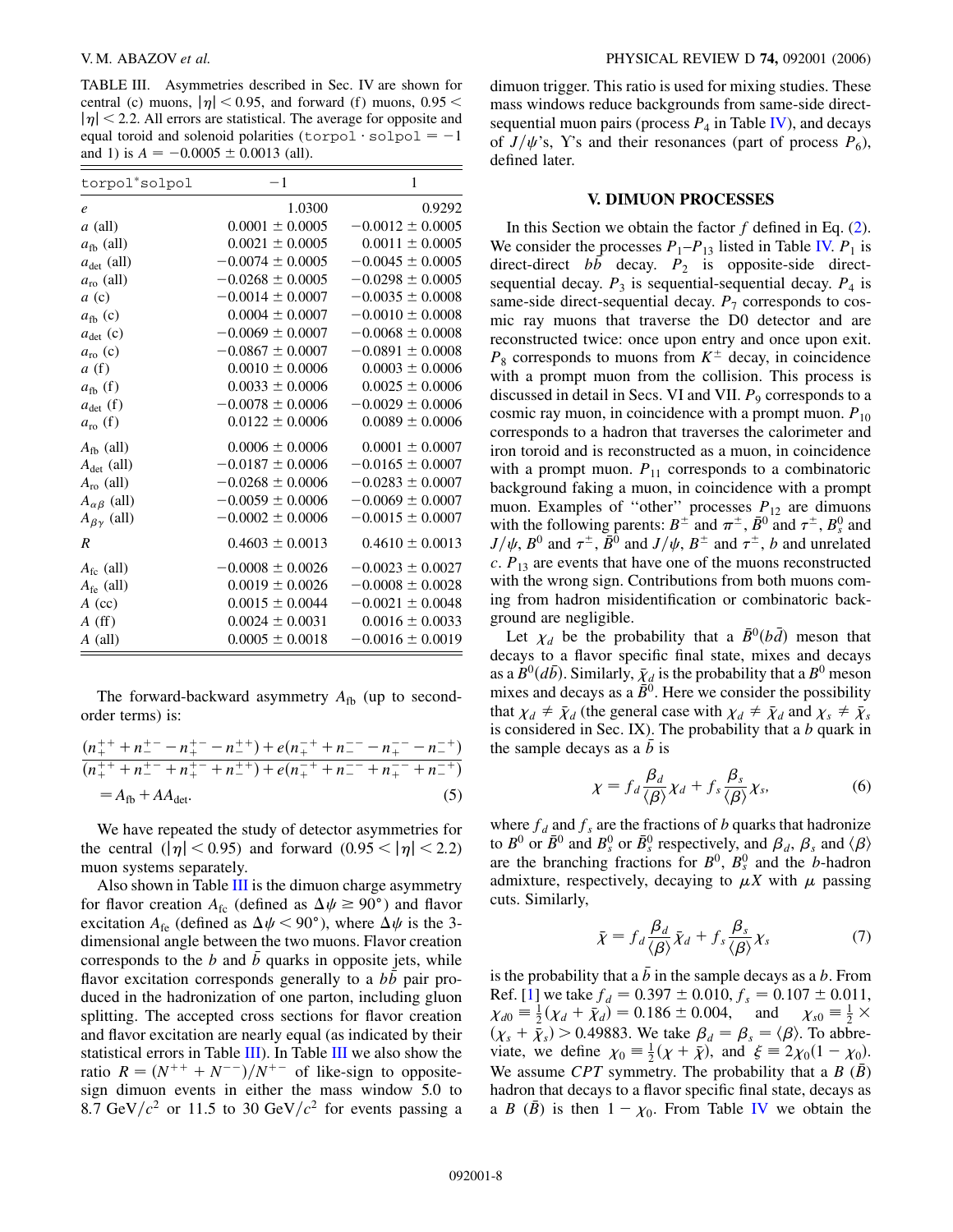TABLE III. Asymmetries described in Sec. IV are shown for central (c) muons, $|\eta| < 0.95$, and forward (f) muons, $0.95 < |\eta| < 2.2$. All errors are statistical. The average for opposite and equal toroid and solenoid polarities (`torpol · solpol` $= -1$ and 1) is $A = -0.0005 \pm 0.0013$ (all).

| torpol*solpol | $-1$ | 1 |
|---|---|---|
| $e$ | 1.0300 | 0.9292 |
| $a$ (all) | $0.0001 \pm 0.0005$ | $-0.0012 \pm 0.0005$ |
| $a_{\rm fb}$ (all) | $0.0021 \pm 0.0005$ | $0.0011 \pm 0.0005$ |
| $a_{\rm det}$ (all) | $-0.0074 \pm 0.0005$ | $-0.0045 \pm 0.0005$ |
| $a_{\rm ro}$ (all) | $-0.0268 \pm 0.0005$ | $-0.0298 \pm 0.0005$ |
| $a$ (c) | $-0.0014 \pm 0.0007$ | $-0.0035 \pm 0.0008$ |
| $a_{\rm fb}$ (c) | $0.0004 \pm 0.0007$ | $-0.0010 \pm 0.0008$ |
| $a_{\rm det}$ (c) | $-0.0069 \pm 0.0007$ | $-0.0068 \pm 0.0008$ |
| $a_{\rm ro}$ (c) | $-0.0867 \pm 0.0007$ | $-0.0891 \pm 0.0008$ |
| $a$ (f) | $0.0010 \pm 0.0006$ | $0.0003 \pm 0.0006$ |
| $a_{\rm fb}$ (f) | $0.0033 \pm 0.0006$ | $0.0025 \pm 0.0006$ |
| $a_{\rm det}$ (f) | $-0.0078 \pm 0.0006$ | $-0.0029 \pm 0.0006$ |
| $a_{\rm ro}$ (f) | $0.0122 \pm 0.0006$ | $0.0089 \pm 0.0006$ |
| $A_{\rm fb}$ (all) | $0.0006 \pm 0.0006$ | $0.0001 \pm 0.0007$ |
| $A_{\rm det}$ (all) | $-0.0187 \pm 0.0006$ | $-0.0165 \pm 0.0007$ |
| $A_{\rm ro}$ (all) | $-0.0268 \pm 0.0006$ | $-0.0283 \pm 0.0007$ |
| $A_{\alpha\beta}$ (all) | $-0.0059 \pm 0.0006$ | $-0.0069 \pm 0.0007$ |
| $A_{\beta\gamma}$ (all) | $-0.0002 \pm 0.0006$ | $-0.0015 \pm 0.0007$ |
| $R$ | $0.4603 \pm 0.0013$ | $0.4610 \pm 0.0013$ |
| $A_{\rm fc}$ (all) | $-0.0008 \pm 0.0026$ | $-0.0023 \pm 0.0027$ |
| $A_{\rm fe}$ (all) | $0.0019 \pm 0.0026$ | $-0.0008 \pm 0.0028$ |
| $A$ (cc) | $0.0015 \pm 0.0044$ | $-0.0021 \pm 0.0048$ |
| $A$ (ff) | $0.0024 \pm 0.0031$ | $0.0016 \pm 0.0033$ |
| $A$ (all) | $0.0005 \pm 0.0018$ | $-0.0016 \pm 0.0019$ |

The forward-backward asymmetry $A_{\rm fb}$ (up to second-order terms) is:

$$\frac{(n_+^{++} + n_-^{+-} - n_+^{+-} - n_-^{++}) + e(n_-^{-+} + n_+^{--} - n_+^{--} - n_-^{-+})}{(n_+^{++} + n_-^{+-} + n_+^{+-} + n_-^{++}) + e(n_-^{-+} + n_+^{--} + n_+^{--} + n_-^{-+})} = A_{\rm fb} + AA_{\rm det}. \tag{5}$$

We have repeated the study of detector asymmetries for the central ($|\eta| < 0.95$) and forward ($0.95 < |\eta| < 2.2$) muon systems separately.

Also shown in Table III is the dimuon charge asymmetry for flavor creation $A_{\rm fc}$ (defined as $\Delta\psi \geq 90°$) and flavor excitation $A_{\rm fe}$ (defined as $\Delta\psi < 90°$), where $\Delta\psi$ is the 3-dimensional angle between the two muons. Flavor creation corresponds to the $b$ and $\bar{b}$ quarks in opposite jets, while flavor excitation corresponds generally to a $b\bar{b}$ pair produced in the hadronization of one parton, including gluon splitting. The accepted cross sections for flavor creation and flavor excitation are nearly equal (as indicated by their statistical errors in Table III). In Table III we also show the ratio $R = (N^{++} + N^{--})/N^{+-}$ of like-sign to opposite-sign dimuon events in either the mass window 5.0 to 8.7 GeV/$c^2$ or 11.5 to 30 GeV/$c^2$ for events passing a dimuon trigger. This ratio is used for mixing studies. These mass windows reduce backgrounds from same-side direct-sequential muon pairs (process $P_4$ in Table IV), and decays of $J/\psi$'s, $\Upsilon$'s and their resonances (part of process $P_6$), defined later.

## V. DIMUON PROCESSES

In this Section we obtain the factor $f$ defined in Eq. (2). We consider the processes $P_1$–$P_{13}$ listed in Table IV. $P_1$ is direct-direct $b\bar{b}$ decay. $P_2$ is opposite-side direct-sequential decay. $P_3$ is sequential-sequential decay. $P_4$ is same-side direct-sequential decay. $P_7$ corresponds to cosmic ray muons that traverse the D0 detector and are reconstructed twice: once upon entry and once upon exit. $P_8$ corresponds to muons from $K^\pm$ decay, in coincidence with a prompt muon from the collision. This process is discussed in detail in Secs. VI and VII. $P_9$ corresponds to a cosmic ray muon, in coincidence with a prompt muon. $P_{10}$ corresponds to a hadron that traverses the calorimeter and iron toroid and is reconstructed as a muon, in coincidence with a prompt muon. $P_{11}$ corresponds to a combinatoric background faking a muon, in coincidence with a prompt muon. Examples of "other" processes $P_{12}$ are dimuons with the following parents: $B^\pm$ and $\pi^\pm$, $\bar{B}^0$ and $\tau^\pm$, $B_s^0$ and $J/\psi$, $B^0$ and $\tau^\pm$, $\bar{B}^0$ and $J/\psi$, $B^\pm$ and $\tau^\pm$, $b$ and unrelated $c$. $P_{13}$ are events that have one of the muons reconstructed with the wrong sign. Contributions from both muons coming from hadron misidentification or combinatoric background are negligible.

Let $\chi_d$ be the probability that a $\bar{B}^0(b\bar{d})$ meson that decays to a flavor specific final state, mixes and decays as a $B^0(d\bar{b})$. Similarly, $\bar{\chi}_d$ is the probability that a $B^0$ meson mixes and decays as a $\bar{B}^0$. Here we consider the possibility that $\chi_d \neq \bar{\chi}_d$ (the general case with $\chi_d \neq \bar{\chi}_d$ and $\chi_s \neq \bar{\chi}_s$ is considered in Sec. IX). The probability that a $b$ quark in the sample decays as a $\bar{b}$ is

$$\chi = f_d \frac{\beta_d}{\langle\beta\rangle} \chi_d + f_s \frac{\beta_s}{\langle\beta\rangle} \chi_s, \tag{6}$$

where $f_d$ and $f_s$ are the fractions of $b$ quarks that hadronize to $B^0$ or $\bar{B}^0$ and $B_s^0$ or $\bar{B}_s^0$ respectively, and $\beta_d$, $\beta_s$ and $\langle\beta\rangle$ are the branching fractions for $B^0$, $B_s^0$ and the $b$-hadron admixture, respectively, decaying to $\mu X$ with $\mu$ passing cuts. Similarly,

$$\bar{\chi} = f_d \frac{\beta_d}{\langle\beta\rangle} \bar{\chi}_d + f_s \frac{\beta_s}{\langle\beta\rangle} \chi_s \tag{7}$$

is the probability that a $\bar{b}$ in the sample decays as a $b$. From Ref. [1] we take $f_d = 0.397 \pm 0.010$, $f_s = 0.107 \pm 0.011$, $\chi_{d0} \equiv \frac{1}{2}(\chi_d + \bar{\chi}_d) = 0.186 \pm 0.004$, and $\chi_{s0} \equiv \frac{1}{2} \times (\chi_s + \bar{\chi}_s) > 0.49883$. We take $\beta_d = \beta_s = \langle\beta\rangle$. To abbreviate, we define $\chi_0 \equiv \frac{1}{2}(\chi + \bar{\chi})$, and $\xi \equiv 2\chi_0(1 - \chi_0)$. We assume $CPT$ symmetry. The probability that a $B$ ($\bar{B}$) hadron that decays to a flavor specific final state, decays as a $B$ ($\bar{B}$) is then $1 - \chi_0$. From Table IV we obtain the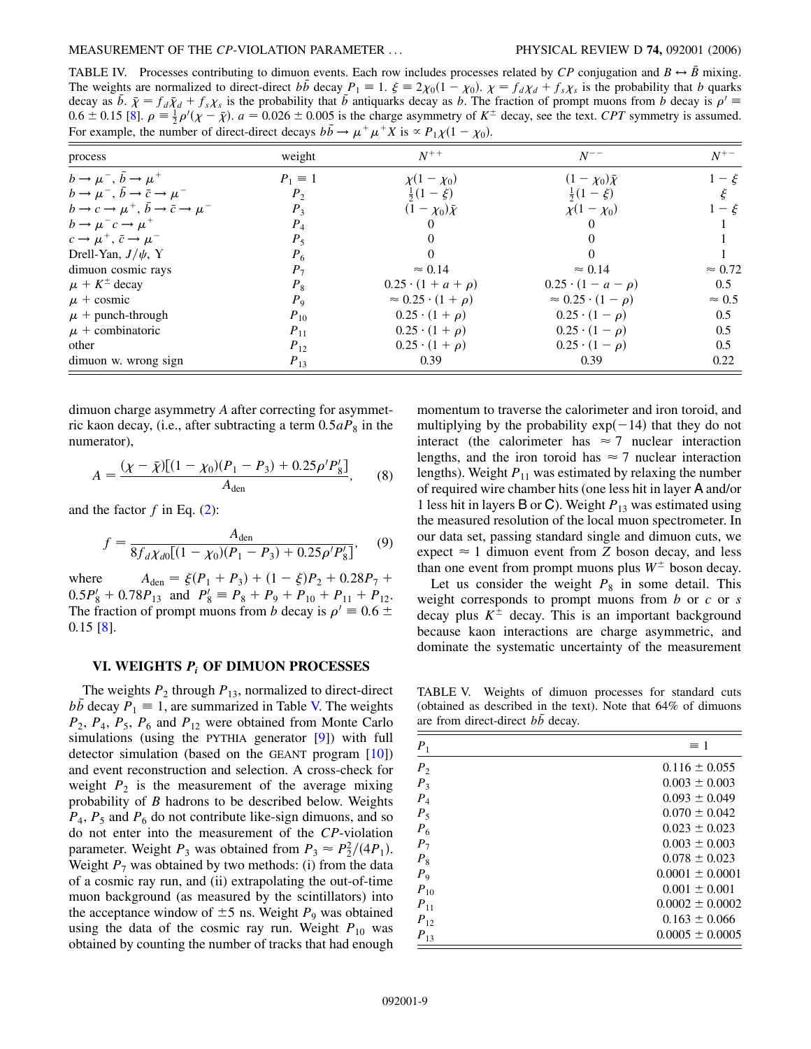TABLE IV. Processes contributing to dimuon events. Each row includes processes related by $CP$ conjugation and $B \leftrightarrow \bar{B}$ mixing. The weights are normalized to direct-direct $b\bar{b}$ decay $P_1 \equiv 1$. $\xi \equiv 2\chi_0(1-\chi_0)$. $\chi = f_d\chi_d + f_s\chi_s$ is the probability that $b$ quarks decay as $\bar{b}$. $\bar{\chi} = f_d\bar{\chi}_d + f_s\bar{\chi}_s$ is the probability that $\bar{b}$ antiquarks decay as $b$. The fraction of prompt muons from $b$ decay is $\rho' \equiv 0.6 \pm 0.15$ [8]. $\rho \equiv \frac{1}{2}\rho'(\chi - \bar{\chi})$. $a = 0.026 \pm 0.005$ is the charge asymmetry of $K^\pm$ decay, see the text. $CPT$ symmetry is assumed. For example, the number of direct-direct decays $b\bar{b} \to \mu^+\mu^+ X$ is $\propto P_1\chi(1-\chi_0)$.

| process | weight | $N^{++}$ | $N^{--}$ | $N^{+-}$ |
|---|---|---|---|---|
| $b \to \mu^-$, $\bar{b} \to \mu^+$ | $P_1 \equiv 1$ | $\chi(1-\chi_0)$ | $(1-\chi_0)\bar{\chi}$ | $1-\xi$ |
| $b \to \mu^-$, $\bar{b} \to \bar{c} \to \mu^-$ | $P_2$ | $\frac{1}{2}(1-\xi)$ | $\frac{1}{2}(1-\xi)$ | $\xi$ |
| $b \to c \to \mu^+$, $\bar{b} \to \bar{c} \to \mu^-$ | $P_3$ | $(1-\chi_0)\bar{\chi}$ | $\chi(1-\chi_0)$ | $1-\xi$ |
| $b \to \mu^- c \to \mu^+$ | $P_4$ | 0 | 0 | 1 |
| $c \to \mu^+$, $\bar{c} \to \mu^-$ | $P_5$ | 0 | 0 | 1 |
| Drell-Yan, $J/\psi$, $\Upsilon$ | $P_6$ | 0 | 0 | 1 |
| dimuon cosmic rays | $P_7$ | $\approx 0.14$ | $\approx 0.14$ | $\approx 0.72$ |
| $\mu + K^\pm$ decay | $P_8$ | $0.25 \cdot (1 + a + \rho)$ | $0.25 \cdot (1 - a - \rho)$ | 0.5 |
| $\mu$ + cosmic | $P_9$ | $\approx 0.25 \cdot (1 + \rho)$ | $\approx 0.25 \cdot (1 - \rho)$ | $\approx 0.5$ |
| $\mu$ + punch-through | $P_{10}$ | $0.25 \cdot (1 + \rho)$ | $0.25 \cdot (1 - \rho)$ | 0.5 |
| $\mu$ + combinatoric | $P_{11}$ | $0.25 \cdot (1 + \rho)$ | $0.25 \cdot (1 - \rho)$ | 0.5 |
| other | $P_{12}$ | $0.25 \cdot (1 + \rho)$ | $0.25 \cdot (1 - \rho)$ | 0.5 |
| dimuon w. wrong sign | $P_{13}$ | 0.39 | 0.39 | 0.22 |

dimuon charge asymmetry $A$ after correcting for asymmetric kaon decay, (i.e., after subtracting a term $0.5aP_8$ in the numerator),

$$A = \frac{(\chi - \bar{\chi})[(1-\chi_0)(P_1 - P_3) + 0.25\rho' P_8']}{A_{\text{den}}}, \tag{8}$$

and the factor $f$ in Eq. (2):

$$f = \frac{A_{\text{den}}}{8 f_d \chi_{d0}[(1-\chi_0)(P_1 - P_3) + 0.25\rho' P_8']}, \tag{9}$$

where $A_{\text{den}} = \xi(P_1 + P_3) + (1-\xi)P_2 + 0.28P_7 + 0.5P_8' + 0.78P_{13}$ and $P_8' \equiv P_8 + P_9 + P_{10} + P_{11} + P_{12}$. The fraction of prompt muons from $b$ decay is $\rho' \equiv 0.6 \pm 0.15$ [8].

## VI. WEIGHTS $P_i$ OF DIMUON PROCESSES

The weights $P_2$ through $P_{13}$, normalized to direct-direct $b\bar{b}$ decay $P_1 \equiv 1$, are summarized in Table V. The weights $P_2$, $P_4$, $P_5$, $P_6$ and $P_{12}$ were obtained from Monte Carlo simulations (using the PYTHIA generator [9]) with full detector simulation (based on the GEANT program [10]) and event reconstruction and selection. A cross-check for weight $P_2$ is the measurement of the average mixing probability of $B$ hadrons to be described below. Weights $P_4$, $P_5$ and $P_6$ do not contribute like-sign dimuons, and so do not enter into the measurement of the $CP$-violation parameter. Weight $P_3$ was obtained from $P_3 \approx P_2^2/(4P_1)$. Weight $P_7$ was obtained by two methods: (i) from the data of a cosmic ray run, and (ii) extrapolating the out-of-time muon background (as measured by the scintillators) into the acceptance window of $\pm 5$ ns. Weight $P_9$ was obtained using the data of the cosmic ray run. Weight $P_{10}$ was obtained by counting the number of tracks that had enough momentum to traverse the calorimeter and iron toroid, and multiplying by the probability $\exp(-14)$ that they do not interact (the calorimeter has $\approx 7$ nuclear interaction lengths, and the iron toroid has $\approx 7$ nuclear interaction lengths). Weight $P_{11}$ was estimated by relaxing the number of required wire chamber hits (one less hit in layer A and/or 1 less hit in layers B or C). Weight $P_{13}$ was estimated using the measured resolution of the local muon spectrometer. In our data set, passing standard single and dimuon cuts, we expect $\approx 1$ dimuon event from $Z$ boson decay, and less than one event from prompt muons plus $W^\pm$ boson decay.

Let us consider the weight $P_8$ in some detail. This weight corresponds to prompt muons from $b$ or $c$ or $s$ decay plus $K^\pm$ decay. This is an important background because kaon interactions are charge asymmetric, and dominate the systematic uncertainty of the measurement

TABLE V. Weights of dimuon processes for standard cuts (obtained as described in the text). Note that 64% of dimuons are from direct-direct $b\bar{b}$ decay.

| | |
|---|---|
| $P_1$ | $\equiv 1$ |
| $P_2$ | $0.116 \pm 0.055$ |
| $P_3$ | $0.003 \pm 0.003$ |
| $P_4$ | $0.093 \pm 0.049$ |
| $P_5$ | $0.070 \pm 0.042$ |
| $P_6$ | $0.023 \pm 0.023$ |
| $P_7$ | $0.003 \pm 0.003$ |
| $P_8$ | $0.078 \pm 0.023$ |
| $P_9$ | $0.0001 \pm 0.0001$ |
| $P_{10}$ | $0.001 \pm 0.001$ |
| $P_{11}$ | $0.0002 \pm 0.0002$ |
| $P_{12}$ | $0.163 \pm 0.066$ |
| $P_{13}$ | $0.0005 \pm 0.0005$ |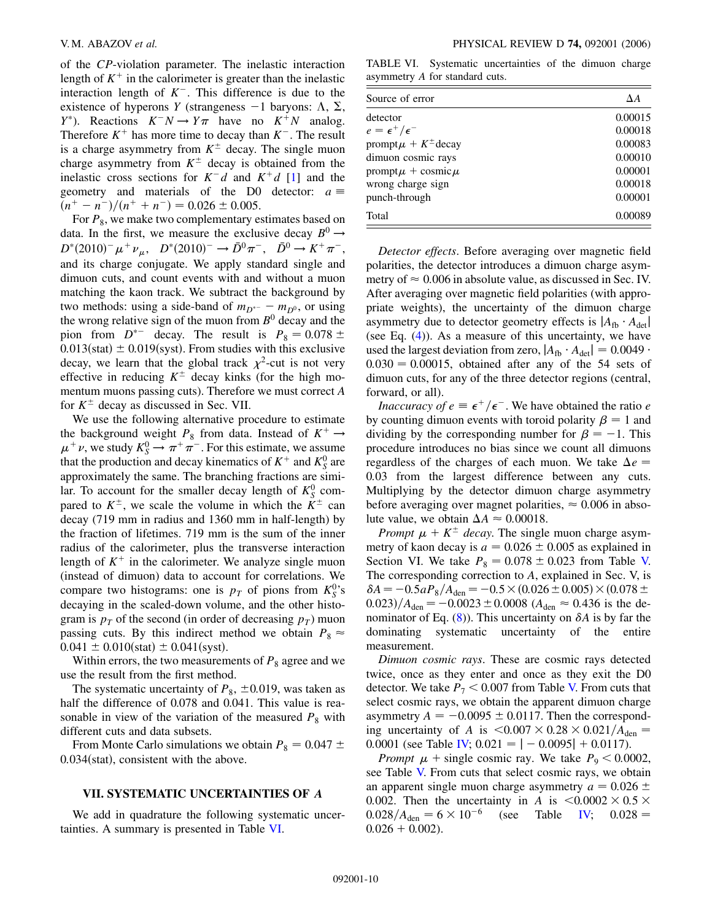of the *CP*-violation parameter. The inelastic interaction length of $K^+$ in the calorimeter is greater than the inelastic interaction length of $K^-$. This difference is due to the existence of hyperons $Y$ (strangeness $-1$ baryons: $\Lambda$, $\Sigma$, $Y^*$). Reactions $K^- N \to Y\pi$ have no $K^+ N$ analog. Therefore $K^+$ has more time to decay than $K^-$. The result is a charge asymmetry from $K^\pm$ decay. The single muon charge asymmetry from $K^\pm$ decay is obtained from the inelastic cross sections for $K^- d$ and $K^+ d$ [1] and the geometry and materials of the D0 detector: $a \equiv (n^+ - n^-)/(n^+ + n^-) = 0.026 \pm 0.005$.

For $P_8$, we make two complementary estimates based on data. In the first, we measure the exclusive decay $B^0 \to D^*(2010)^- \mu^+ \nu_\mu$, $D^*(2010)^- \to \bar{D}^0 \pi^-$, $\bar{D}^0 \to K^+ \pi^-$, and its charge conjugate. We apply standard single and dimuon cuts, and count events with and without a muon matching the kaon track. We subtract the background by two methods: using a side-band of $m_{D^{*-}} - m_{D^0}$, or using the wrong relative sign of the muon from $B^0$ decay and the pion from $D^{*-}$ decay. The result is $P_8 = 0.078 \pm 0.013(\text{stat}) \pm 0.019(\text{syst})$. From studies with this exclusive decay, we learn that the global track $\chi^2$-cut is not very effective in reducing $K^\pm$ decay kinks (for the high momentum muons passing cuts). Therefore we must correct $A$ for $K^\pm$ decay as discussed in Sec. VII.

We use the following alternative procedure to estimate the background weight $P_8$ from data. Instead of $K^+ \to \mu^+ \nu$, we study $K_S^0 \to \pi^+ \pi^-$. For this estimate, we assume that the production and decay kinematics of $K^+$ and $K_S^0$ are approximately the same. The branching fractions are similar. To account for the smaller decay length of $K_S^0$ compared to $K^\pm$, we scale the volume in which the $K^\pm$ can decay (719 mm in radius and 1360 mm in half-length) by the fraction of lifetimes. 719 mm is the sum of the inner radius of the calorimeter, plus the transverse interaction length of $K^+$ in the calorimeter. We analyze single muon (instead of dimuon) data to account for correlations. We compare two histograms: one is $p_T$ of pions from $K_S^0$'s decaying in the scaled-down volume, and the other histogram is $p_T$ of the second (in order of decreasing $p_T$) muon passing cuts. By this indirect method we obtain $P_8 \approx 0.041 \pm 0.010(\text{stat}) \pm 0.041(\text{syst})$.

Within errors, the two measurements of $P_8$ agree and we use the result from the first method.

The systematic uncertainty of $P_8$, $\pm 0.019$, was taken as half the difference of 0.078 and 0.041. This value is reasonable in view of the variation of the measured $P_8$ with different cuts and data subsets.

From Monte Carlo simulations we obtain $P_8 = 0.047 \pm 0.034(\text{stat})$, consistent with the above.

## VII. SYSTEMATIC UNCERTAINTIES OF $A$

We add in quadrature the following systematic uncertainties. A summary is presented in Table VI.

TABLE VI. Systematic uncertainties of the dimuon charge asymmetry $A$ for standard cuts.

| Source of error | $\Delta A$ |
|---|---|
| detector | 0.00015 |
| $e = \epsilon^+/\epsilon^-$ | 0.00018 |
| prompt$\mu$ + $K^\pm$decay | 0.00083 |
| dimuon cosmic rays | 0.00010 |
| prompt$\mu$ + cosmic$\mu$ | 0.00001 |
| wrong charge sign | 0.00018 |
| punch-through | 0.00001 |
| Total | 0.00089 |

*Detector effects*. Before averaging over magnetic field polarities, the detector introduces a dimuon charge asymmetry of $\approx 0.006$ in absolute value, as discussed in Sec. IV. After averaging over magnetic field polarities (with appropriate weights), the uncertainty of the dimuon charge asymmetry due to detector geometry effects is $|A_{\text{fb}} \cdot A_{\text{det}}|$ (see Eq. (4)). As a measure of this uncertainty, we have used the largest deviation from zero, $|A_{\text{fb}} \cdot A_{\text{det}}| = 0.0049 \cdot 0.030 = 0.00015$, obtained after any of the 54 sets of dimuon cuts, for any of the three detector regions (central, forward, or all).

*Inaccuracy of $e \equiv \epsilon^+/\epsilon^-$*. We have obtained the ratio $e$ by counting dimuon events with toroid polarity $\beta = 1$ and dividing by the corresponding number for $\beta = -1$. This procedure introduces no bias since we count all dimuons regardless of the charges of each muon. We take $\Delta e = 0.03$ from the largest difference between any cuts. Multiplying by the detector dimuon charge asymmetry before averaging over magnet polarities, $\approx 0.006$ in absolute value, we obtain $\Delta A \approx 0.00018$.

*Prompt $\mu$ + $K^\pm$ decay*. The single muon charge asymmetry of kaon decay is $a = 0.026 \pm 0.005$ as explained in Section VI. We take $P_8 = 0.078 \pm 0.023$ from Table V. The corresponding correction to $A$, explained in Sec. V, is $\delta A = -0.5 a P_8 / A_{\text{den}} = -0.5 \times (0.026 \pm 0.005) \times (0.078 \pm 0.023)/A_{\text{den}} = -0.0023 \pm 0.0008$ ($A_{\text{den}} \approx 0.436$ is the denominator of Eq. (8)). This uncertainty on $\delta A$ is by far the dominating systematic uncertainty of the entire measurement.

*Dimuon cosmic rays*. These are cosmic rays detected twice, once as they enter and once as they exit the D0 detector. We take $P_7 < 0.007$ from Table V. From cuts that select cosmic rays, we obtain the apparent dimuon charge asymmetry $A = -0.0095 \pm 0.0117$. Then the corresponding uncertainty of $A$ is $< 0.007 \times 0.28 \times 0.021 / A_{\text{den}} = 0.0001$ (see Table IV; $0.021 = |-0.0095| + 0.0117$).

*Prompt $\mu$ + single cosmic ray*. We take $P_9 < 0.0002$, see Table V. From cuts that select cosmic rays, we obtain an apparent single muon charge asymmetry $a = 0.026 \pm 0.002$. Then the uncertainty in $A$ is $< 0.0002 \times 0.5 \times 0.028 / A_{\text{den}} = 6 \times 10^{-6}$ (see Table IV; $0.028 = 0.026 + 0.002$).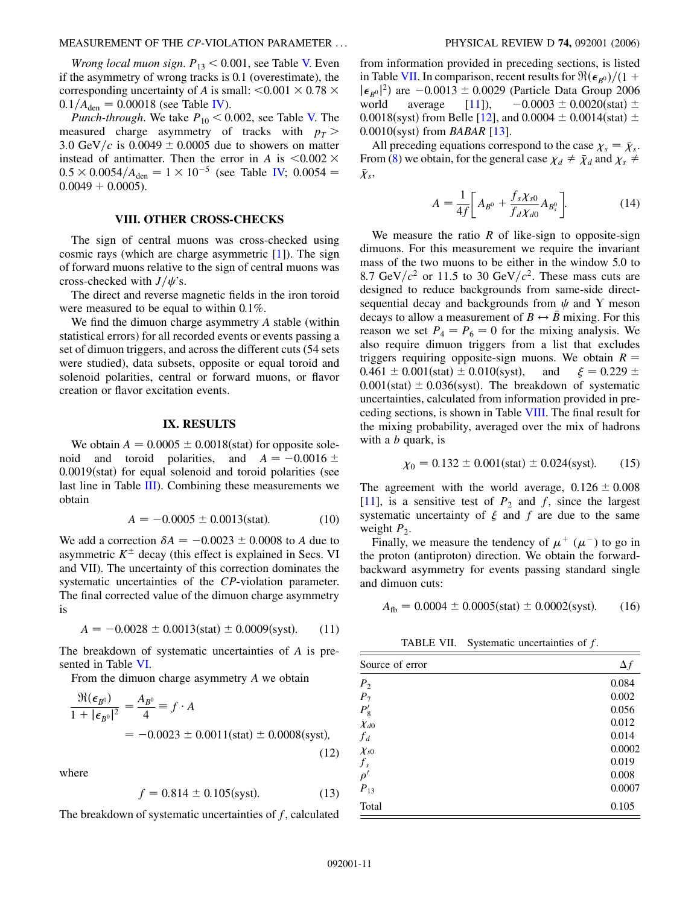*Wrong local muon sign.* $P_{13} < 0.001$, see Table V. Even if the asymmetry of wrong tracks is 0.1 (overestimate), the corresponding uncertainty of $A$ is small: $<0.001 \times 0.78 \times 0.1/A_{\rm den} = 0.00018$ (see Table IV).

*Punch-through.* We take $P_{10} < 0.002$, see Table V. The measured charge asymmetry of tracks with $p_T > 3.0$ GeV/$c$ is $0.0049 \pm 0.0005$ due to showers on matter instead of antimatter. Then the error in $A$ is $<0.002 \times 0.5 \times 0.0054/A_{\rm den} = 1 \times 10^{-5}$ (see Table IV; $0.0054 = 0.0049 + 0.0005$).

## VIII. OTHER CROSS-CHECKS

The sign of central muons was cross-checked using cosmic rays (which are charge asymmetric [1]). The sign of forward muons relative to the sign of central muons was cross-checked with $J/\psi$'s.

The direct and reverse magnetic fields in the iron toroid were measured to be equal to within 0.1%.

We find the dimuon charge asymmetry $A$ stable (within statistical errors) for all recorded events or events passing a set of dimuon triggers, and across the different cuts (54 sets were studied), data subsets, opposite or equal toroid and solenoid polarities, central or forward muons, or flavor creation or flavor excitation events.

## IX. RESULTS

We obtain $A = 0.0005 \pm 0.0018$(stat) for opposite solenoid and toroid polarities, and $A = -0.0016 \pm 0.0019$(stat) for equal solenoid and toroid polarities (see last line in Table III). Combining these measurements we obtain

$$A = -0.0005 \pm 0.0013(\text{stat}). \tag{10}$$

We add a correction $\delta A = -0.0023 \pm 0.0008$ to $A$ due to asymmetric $K^\pm$ decay (this effect is explained in Secs. VI and VII). The uncertainty of this correction dominates the systematic uncertainties of the *CP*-violation parameter. The final corrected value of the dimuon charge asymmetry is

$$A = -0.0028 \pm 0.0013(\text{stat}) \pm 0.0009(\text{syst}). \tag{11}$$

The breakdown of systematic uncertainties of $A$ is presented in Table VI.

From the dimuon charge asymmetry $A$ we obtain

$$\frac{\Re(\epsilon_{B^0})}{1 + |\epsilon_{B^0}|^2} = \frac{A_{B^0}}{4} \equiv f \cdot A$$
$$= -0.0023 \pm 0.0011(\text{stat}) \pm 0.0008(\text{syst}), \tag{12}$$

where

$$f = 0.814 \pm 0.105(\text{syst}). \tag{13}$$

The breakdown of systematic uncertainties of $f$, calculated from information provided in preceding sections, is listed in Table VII. In comparison, recent results for $\Re(\epsilon_{B^0})/(1 + |\epsilon_{B^0}|^2)$ are $-0.0013 \pm 0.0029$ (Particle Data Group 2006 world average [11]), $-0.0003 \pm 0.0020$(stat) $\pm$ 0.0018(syst) from Belle [12], and $0.0004 \pm 0.0014$(stat) $\pm$ 0.0010(syst) from *BABAR* [13].

All preceding equations correspond to the case $\chi_s = \bar{\chi}_s$. From (8) we obtain, for the general case $\chi_d \neq \bar{\chi}_d$ and $\chi_s \neq \bar{\chi}_s$,

$$A = \frac{1}{4f}\left[A_{B^0} + \frac{f_s \chi_{s0}}{f_d \chi_{d0}} A_{B_s^0}\right]. \tag{14}$$

We measure the ratio $R$ of like-sign to opposite-sign dimuons. For this measurement we require the invariant mass of the two muons to be either in the window 5.0 to 8.7 GeV/$c^2$ or 11.5 to 30 GeV/$c^2$. These mass cuts are designed to reduce backgrounds from same-side direct-sequential decay and backgrounds from $\psi$ and $\Upsilon$ meson decays to allow a measurement of $B \leftrightarrow \bar{B}$ mixing. For this reason we set $P_4 = P_6 = 0$ for the mixing analysis. We also require dimuon triggers from a list that excludes triggers requiring opposite-sign muons. We obtain $R = 0.461 \pm 0.001$(stat) $\pm$ 0.010(syst), and $\xi = 0.229 \pm 0.001$(stat) $\pm$ 0.036(syst). The breakdown of systematic uncertainties, calculated from information provided in preceding sections, is shown in Table VIII. The final result for the mixing probability, averaged over the mix of hadrons with a $b$ quark, is

$$\chi_0 = 0.132 \pm 0.001(\text{stat}) \pm 0.024(\text{syst}). \tag{15}$$

The agreement with the world average, $0.126 \pm 0.008$ [11], is a sensitive test of $P_2$ and $f$, since the largest systematic uncertainty of $\xi$ and $f$ are due to the same weight $P_2$.

Finally, we measure the tendency of $\mu^+$ ($\mu^-$) to go in the proton (antiproton) direction. We obtain the forward-backward asymmetry for events passing standard single and dimuon cuts:

$$A_{\rm fb} = 0.0004 \pm 0.0005(\text{stat}) \pm 0.0002(\text{syst}). \tag{16}$$

TABLE VII. Systematic uncertainties of $f$.

| Source of error | $\Delta f$ |
|---|---|
| $P_2$ | 0.084 |
| $P_7$ | 0.002 |
| $P_8'$ | 0.056 |
| $\chi_{d0}$ | 0.012 |
| $f_d$ | 0.014 |
| $\chi_{s0}$ | 0.0002 |
| $f_s$ | 0.019 |
| $\rho'$ | 0.008 |
| $P_{13}$ | 0.0007 |
| Total | 0.105 |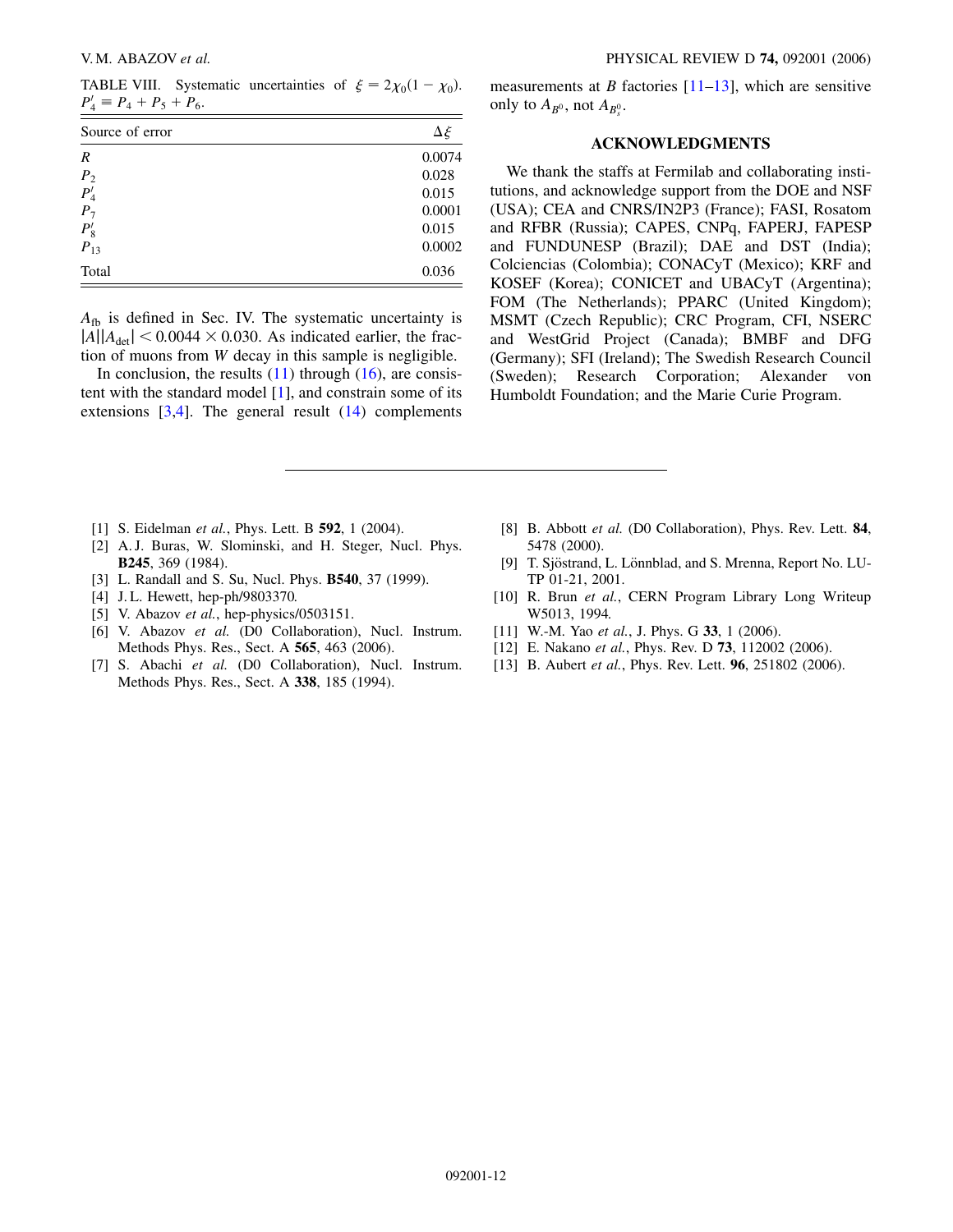TABLE VIII. Systematic uncertainties of $\xi = 2\chi_0(1 - \chi_0)$. $P_4' \equiv P_4 + P_5 + P_6$.

| Source of error | $\Delta\xi$ |
| --- | --- |
| $R$ | 0.0074 |
| $P_2$ | 0.028 |
| $P_4'$ | 0.015 |
| $P_7$ | 0.0001 |
| $P_8'$ | 0.015 |
| $P_{13}$ | 0.0002 |
| Total | 0.036 |

$A_{\rm fb}$ is defined in Sec. IV. The systematic uncertainty is $|A||A_{\rm det}| < 0.0044 \times 0.030$. As indicated earlier, the fraction of muons from $W$ decay in this sample is negligible.

In conclusion, the results (11) through (16), are consistent with the standard model [1], and constrain some of its extensions [3,4]. The general result (14) complements measurements at $B$ factories [11–13], which are sensitive only to $A_{B^0}$, not $A_{B_s^0}$.

## ACKNOWLEDGMENTS

We thank the staffs at Fermilab and collaborating institutions, and acknowledge support from the DOE and NSF (USA); CEA and CNRS/IN2P3 (France); FASI, Rosatom and RFBR (Russia); CAPES, CNPq, FAPERJ, FAPESP and FUNDUNESP (Brazil); DAE and DST (India); Colciencias (Colombia); CONACyT (Mexico); KRF and KOSEF (Korea); CONICET and UBACyT (Argentina); FOM (The Netherlands); PPARC (United Kingdom); MSMT (Czech Republic); CRC Program, CFI, NSERC and WestGrid Project (Canada); BMBF and DFG (Germany); SFI (Ireland); The Swedish Research Council (Sweden); Research Corporation; Alexander von Humboldt Foundation; and the Marie Curie Program.

---

[1] S. Eidelman *et al.*, Phys. Lett. B **592**, 1 (2004).
[2] A. J. Buras, W. Slominski, and H. Steger, Nucl. Phys. **B245**, 369 (1984).
[3] L. Randall and S. Su, Nucl. Phys. **B540**, 37 (1999).
[4] J. L. Hewett, hep-ph/9803370.
[5] V. Abazov *et al.*, hep-physics/0503151.
[6] V. Abazov *et al.* (D0 Collaboration), Nucl. Instrum. Methods Phys. Res., Sect. A **565**, 463 (2006).
[7] S. Abachi *et al.* (D0 Collaboration), Nucl. Instrum. Methods Phys. Res., Sect. A **338**, 185 (1994).
[8] B. Abbott *et al.* (D0 Collaboration), Phys. Rev. Lett. **84**, 5478 (2000).
[9] T. Sjöstrand, L. Lönnblad, and S. Mrenna, Report No. LU-TP 01-21, 2001.
[10] R. Brun *et al.*, CERN Program Library Long Writeup W5013, 1994.
[11] W.-M. Yao *et al.*, J. Phys. G **33**, 1 (2006).
[12] E. Nakano *et al.*, Phys. Rev. D **73**, 112002 (2006).
[13] B. Aubert *et al.*, Phys. Rev. Lett. **96**, 251802 (2006).